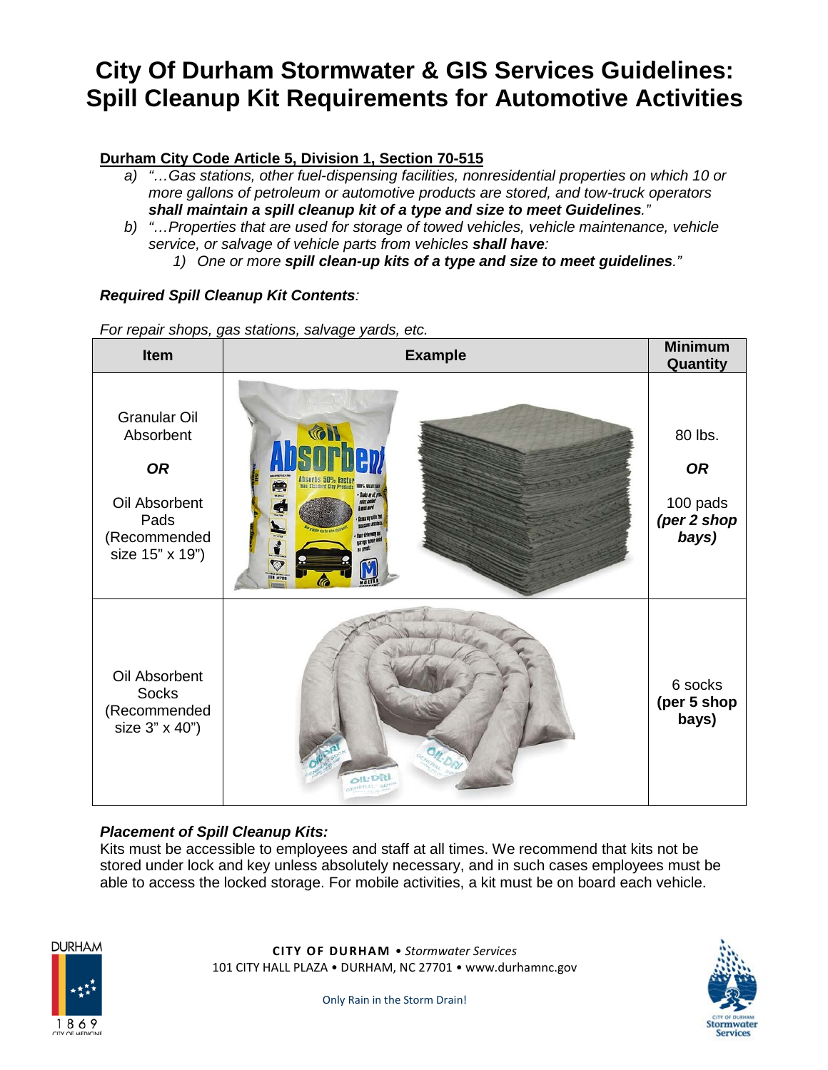# City Of Durham Stormwater & GIS Services Guidelines: Spill Cleanup Kit Requirements for Automotive Activities

**Durham City Code Article 5, Division 1, Section 70-515**

a) *"…Gas stations, other fuel-dispensing facilities, nonresidential properties on which 10 or more gallons of petroleum or automotive products are stored, and tow-truck operators* ***shall maintain a spill cleanup kit of a type and size to meet Guidelines****."*

b) *"…Properties that are used for storage of towed vehicles, vehicle maintenance, vehicle service, or salvage of vehicle parts from vehicles* ***shall have****:*

   1) *One or more* ***spill clean-up kits of a type and size to meet guidelines****."*

***Required Spill Cleanup Kit Contents****:*

*For repair shops, gas stations, salvage yards, etc.*

| Item | Example | Minimum Quantity |
|---|---|---|
| Granular Oil Absorbent ***OR*** Oil Absorbent Pads (Recommended size 15" x 19") | | 80 lbs. ***OR*** 100 pads ***(per 2 shop bays)*** |
| Oil Absorbent Socks (Recommended size 3" x 40") | | 6 socks **(per 5 shop bays)** |

***Placement of Spill Cleanup Kits:***

Kits must be accessible to employees and staff at all times. We recommend that kits not be stored under lock and key unless absolutely necessary, and in such cases employees must be able to access the locked storage. For mobile activities, a kit must be on board each vehicle.

**CITY OF DURHAM** • *Stormwater Services*
101 CITY HALL PLAZA • DURHAM, NC 27701 • www.durhamnc.gov

Only Rain in the Storm Drain!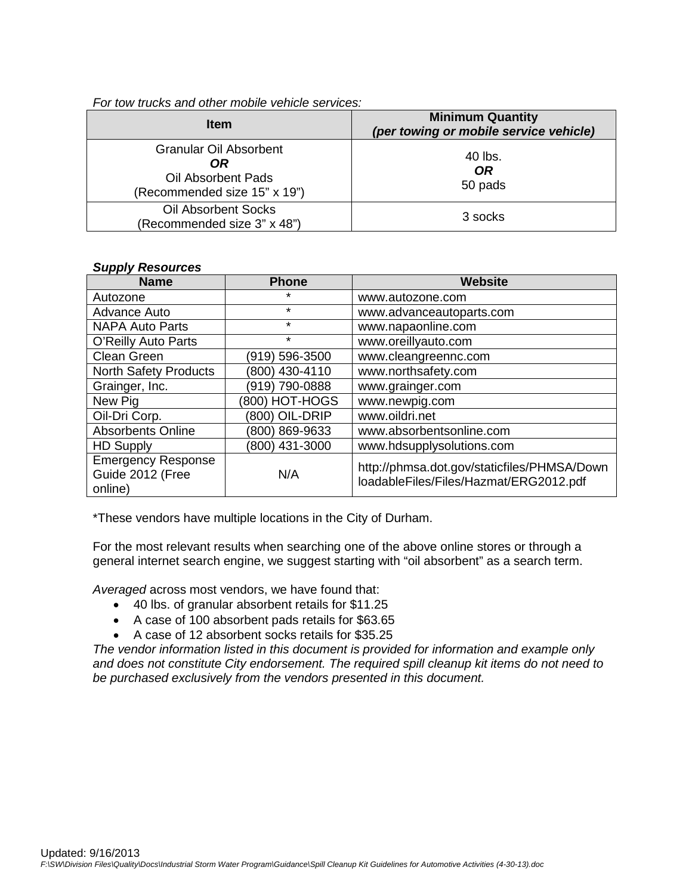*For tow trucks and other mobile vehicle services:*

| Item | Minimum Quantity *(per towing or mobile service vehicle)* |
|---|---|
| Granular Oil Absorbent ***OR*** Oil Absorbent Pads (Recommended size 15" x 19") | 40 lbs. ***OR*** 50 pads |
| Oil Absorbent Socks (Recommended size 3" x 48") | 3 socks |

***Supply Resources***

| Name | Phone | Website |
|---|---|---|
| Autozone | * | www.autozone.com |
| Advance Auto | * | www.advanceautoparts.com |
| NAPA Auto Parts | * | www.napaonline.com |
| O'Reilly Auto Parts | * | www.oreillyauto.com |
| Clean Green | (919) 596-3500 | www.cleangreennc.com |
| North Safety Products | (800) 430-4110 | www.northsafety.com |
| Grainger, Inc. | (919) 790-0888 | www.grainger.com |
| New Pig | (800) HOT-HOGS | www.newpig.com |
| Oil-Dri Corp. | (800) OIL-DRIP | www.oildri.net |
| Absorbents Online | (800) 869-9633 | www.absorbentsonline.com |
| HD Supply | (800) 431-3000 | www.hdsupplysolutions.com |
| Emergency Response Guide 2012 (Free online) | N/A | http://phmsa.dot.gov/staticfiles/PHMSA/DownloadableFiles/Files/Hazmat/ERG2012.pdf |

*These vendors have multiple locations in the City of Durham.

For the most relevant results when searching one of the above online stores or through a general internet search engine, we suggest starting with "oil absorbent" as a search term.

*Averaged* across most vendors, we have found that:

- 40 lbs. of granular absorbent retails for $11.25
- A case of 100 absorbent pads retails for $63.65
- A case of 12 absorbent socks retails for $35.25

*The vendor information listed in this document is provided for information and example only and does not constitute City endorsement. The required spill cleanup kit items do not need to be purchased exclusively from the vendors presented in this document.*

Updated: 9/16/2013

*F:\SW\Division Files\Quality\Docs\Industrial Storm Water Program\Guidance\Spill Cleanup Kit Guidelines for Automotive Activities (4-30-13).doc*